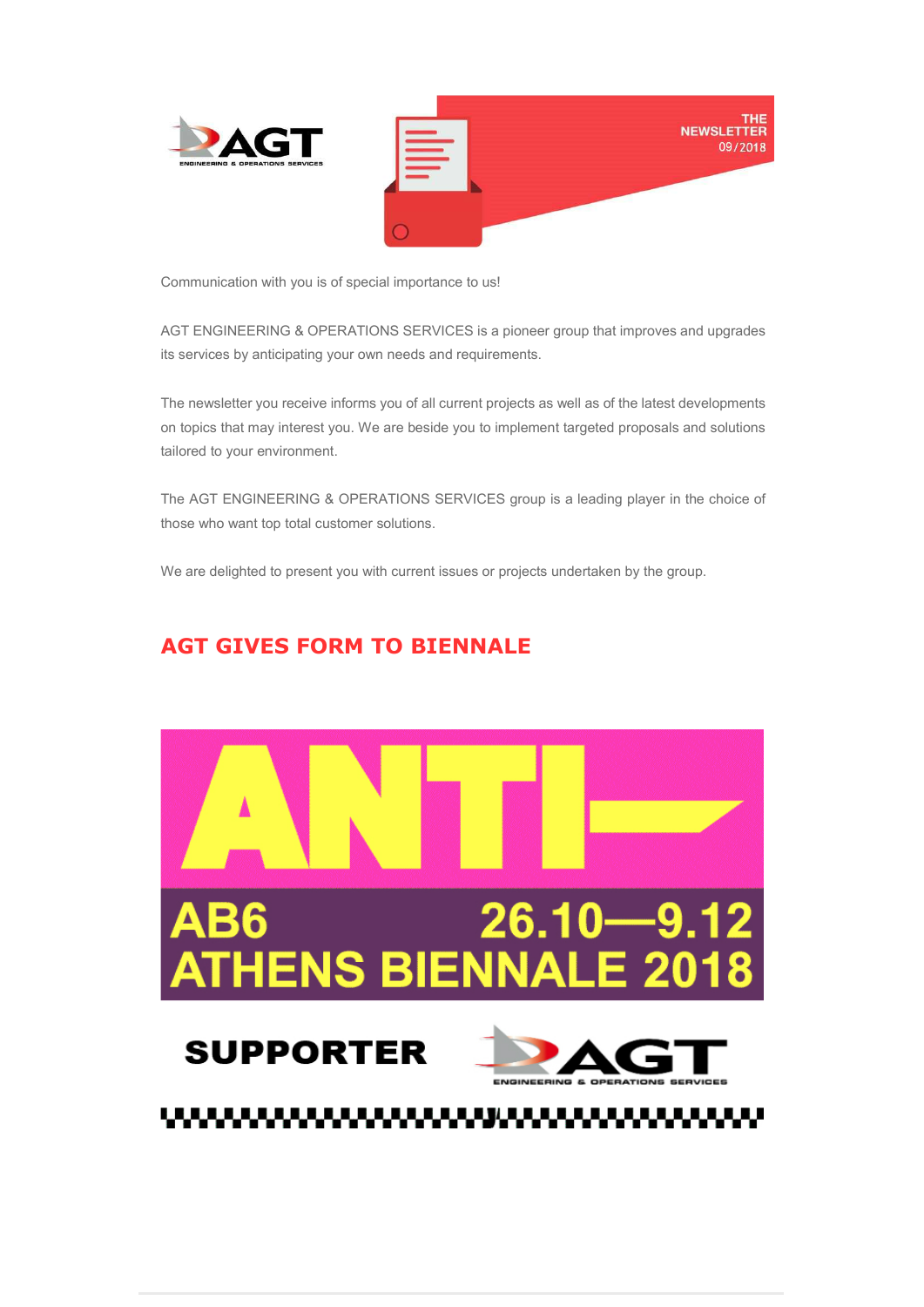THE NEWSLETTER 09/2018

Communication with you is of special importance to us!

AGT ENGINEERING & OPERATIONS SERVICES is a pioneer group that improves and upgrades its services by anticipating your own needs and requirements.

The newsletter you receive informs you of all current projects as well as of the latest developments on topics that may interest you. We are beside you to implement targeted proposals and solutions tailored to your environment.

The AGT ENGINEERING & OPERATIONS SERVICES group is a leading player in the choice of those who want top total customer solutions.

We are delighted to present you with current issues or projects undertaken by the group.

## AGT GIVES FORM TO BIENNALE

ANTI—

AB6 26.10—9.12

ATHENS BIENNALE 2018

SUPPORTER AGT ENGINEERING & OPERATIONS SERVICES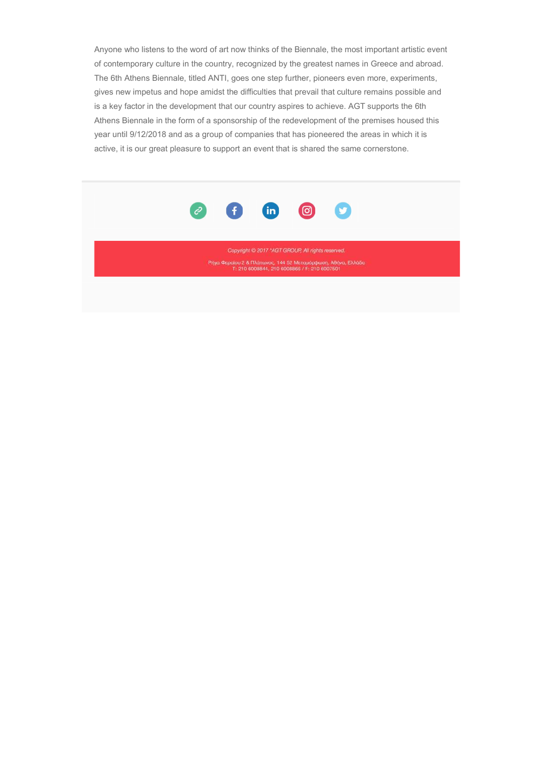Anyone who listens to the word of art now thinks of the Biennale, the most important artistic event of contemporary culture in the country, recognized by the greatest names in Greece and abroad. The 6th Athens Biennale, titled ANTI, goes one step further, pioneers even more, experiments, gives new impetus and hope amidst the difficulties that prevail that culture remains possible and is a key factor in the development that our country aspires to achieve. AGT supports the 6th Athens Biennale in the form of a sponsorship of the redevelopment of the premises housed this year until 9/12/2018 and as a group of companies that has pioneered the areas in which it is active, it is our great pleasure to support an event that is shared the same cornerstone.

*Copyright © 2017 "AGT GROUP, All rights reserved.*

Ρήγα Φεραίου 2 & Πλάτωνος, 144 52 Μεταμόρφωση, Αθήνα, Ελλάδα
T: 210 6008844, 210 6008868 / F: 210 6007501